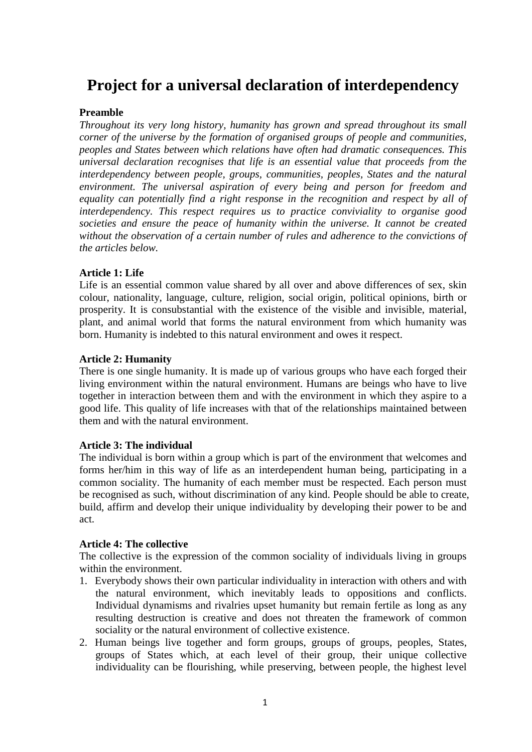# Project for a universal declaration of interdependency

**Preamble**

*Throughout its very long history, humanity has grown and spread throughout its small corner of the universe by the formation of organised groups of people and communities, peoples and States between which relations have often had dramatic consequences. This universal declaration recognises that life is an essential value that proceeds from the interdependency between people, groups, communities, peoples, States and the natural environment. The universal aspiration of every being and person for freedom and equality can potentially find a right response in the recognition and respect by all of interdependency. This respect requires us to practice conviviality to organise good societies and ensure the peace of humanity within the universe. It cannot be created without the observation of a certain number of rules and adherence to the convictions of the articles below.*

**Article 1: Life**

Life is an essential common value shared by all over and above differences of sex, skin colour, nationality, language, culture, religion, social origin, political opinions, birth or prosperity. It is consubstantial with the existence of the visible and invisible, material, plant, and animal world that forms the natural environment from which humanity was born. Humanity is indebted to this natural environment and owes it respect.

**Article 2: Humanity**

There is one single humanity. It is made up of various groups who have each forged their living environment within the natural environment. Humans are beings who have to live together in interaction between them and with the environment in which they aspire to a good life. This quality of life increases with that of the relationships maintained between them and with the natural environment.

**Article 3: The individual**

The individual is born within a group which is part of the environment that welcomes and forms her/him in this way of life as an interdependent human being, participating in a common sociality. The humanity of each member must be respected. Each person must be recognised as such, without discrimination of any kind. People should be able to create, build, affirm and develop their unique individuality by developing their power to be and act.

**Article 4: The collective**

The collective is the expression of the common sociality of individuals living in groups within the environment.

1. Everybody shows their own particular individuality in interaction with others and with the natural environment, which inevitably leads to oppositions and conflicts. Individual dynamisms and rivalries upset humanity but remain fertile as long as any resulting destruction is creative and does not threaten the framework of common sociality or the natural environment of collective existence.
2. Human beings live together and form groups, groups of groups, peoples, States, groups of States which, at each level of their group, their unique collective individuality can be flourishing, while preserving, between people, the highest level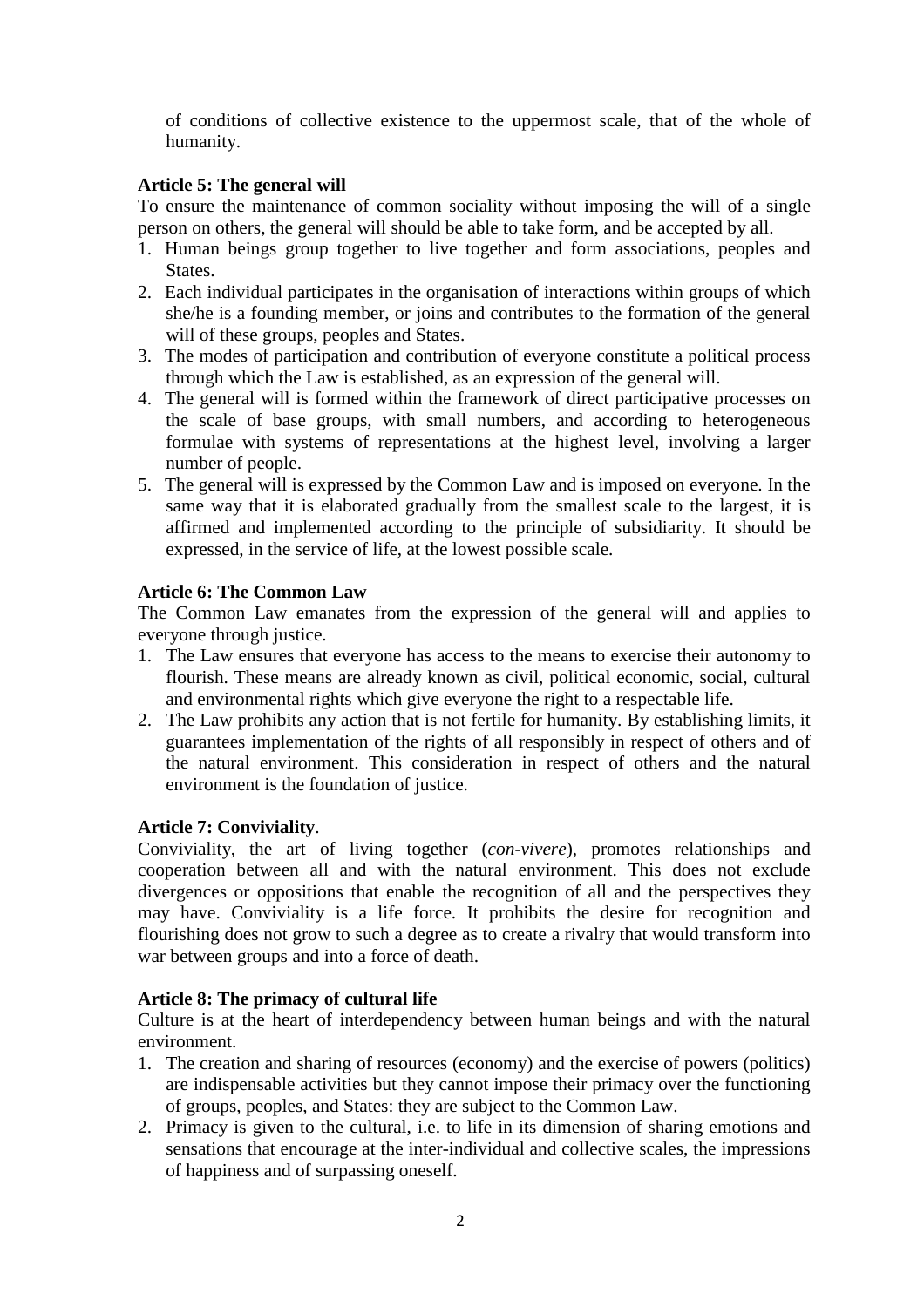of conditions of collective existence to the uppermost scale, that of the whole of humanity.

**Article 5: The general will**

To ensure the maintenance of common sociality without imposing the will of a single person on others, the general will should be able to take form, and be accepted by all.

1. Human beings group together to live together and form associations, peoples and States.
2. Each individual participates in the organisation of interactions within groups of which she/he is a founding member, or joins and contributes to the formation of the general will of these groups, peoples and States.
3. The modes of participation and contribution of everyone constitute a political process through which the Law is established, as an expression of the general will.
4. The general will is formed within the framework of direct participative processes on the scale of base groups, with small numbers, and according to heterogeneous formulae with systems of representations at the highest level, involving a larger number of people.
5. The general will is expressed by the Common Law and is imposed on everyone. In the same way that it is elaborated gradually from the smallest scale to the largest, it is affirmed and implemented according to the principle of subsidiarity. It should be expressed, in the service of life, at the lowest possible scale.

**Article 6: The Common Law**

The Common Law emanates from the expression of the general will and applies to everyone through justice.

1. The Law ensures that everyone has access to the means to exercise their autonomy to flourish. These means are already known as civil, political economic, social, cultural and environmental rights which give everyone the right to a respectable life.
2. The Law prohibits any action that is not fertile for humanity. By establishing limits, it guarantees implementation of the rights of all responsibly in respect of others and of the natural environment. This consideration in respect of others and the natural environment is the foundation of justice.

**Article 7: Conviviality**.

Conviviality, the art of living together (*con-vivere*), promotes relationships and cooperation between all and with the natural environment. This does not exclude divergences or oppositions that enable the recognition of all and the perspectives they may have. Conviviality is a life force. It prohibits the desire for recognition and flourishing does not grow to such a degree as to create a rivalry that would transform into war between groups and into a force of death.

**Article 8: The primacy of cultural life**

Culture is at the heart of interdependency between human beings and with the natural environment.

1. The creation and sharing of resources (economy) and the exercise of powers (politics) are indispensable activities but they cannot impose their primacy over the functioning of groups, peoples, and States: they are subject to the Common Law.
2. Primacy is given to the cultural, i.e. to life in its dimension of sharing emotions and sensations that encourage at the inter-individual and collective scales, the impressions of happiness and of surpassing oneself.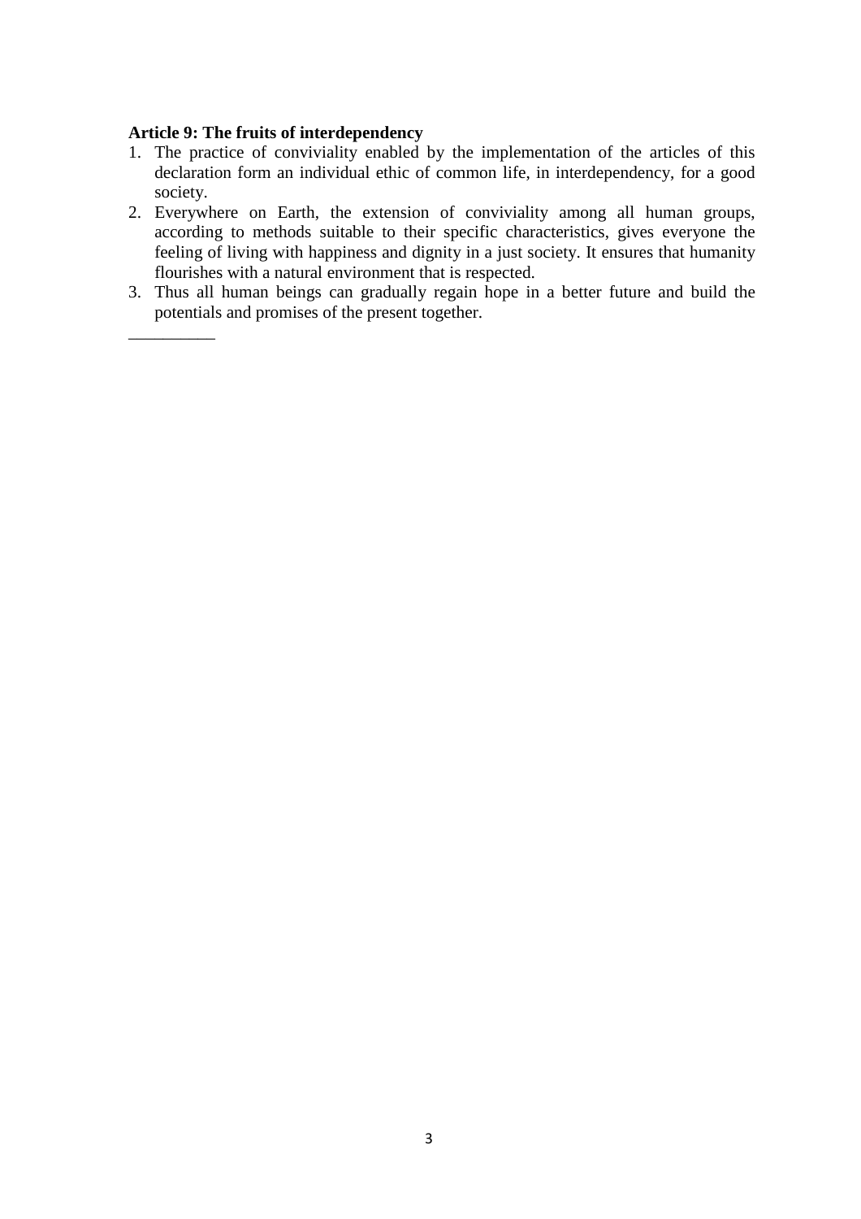**Article 9: The fruits of interdependency**

1. The practice of conviviality enabled by the implementation of the articles of this declaration form an individual ethic of common life, in interdependency, for a good society.
2. Everywhere on Earth, the extension of conviviality among all human groups, according to methods suitable to their specific characteristics, gives everyone the feeling of living with happiness and dignity in a just society. It ensures that humanity flourishes with a natural environment that is respected.
3. Thus all human beings can gradually regain hope in a better future and build the potentials and promises of the present together.

__________